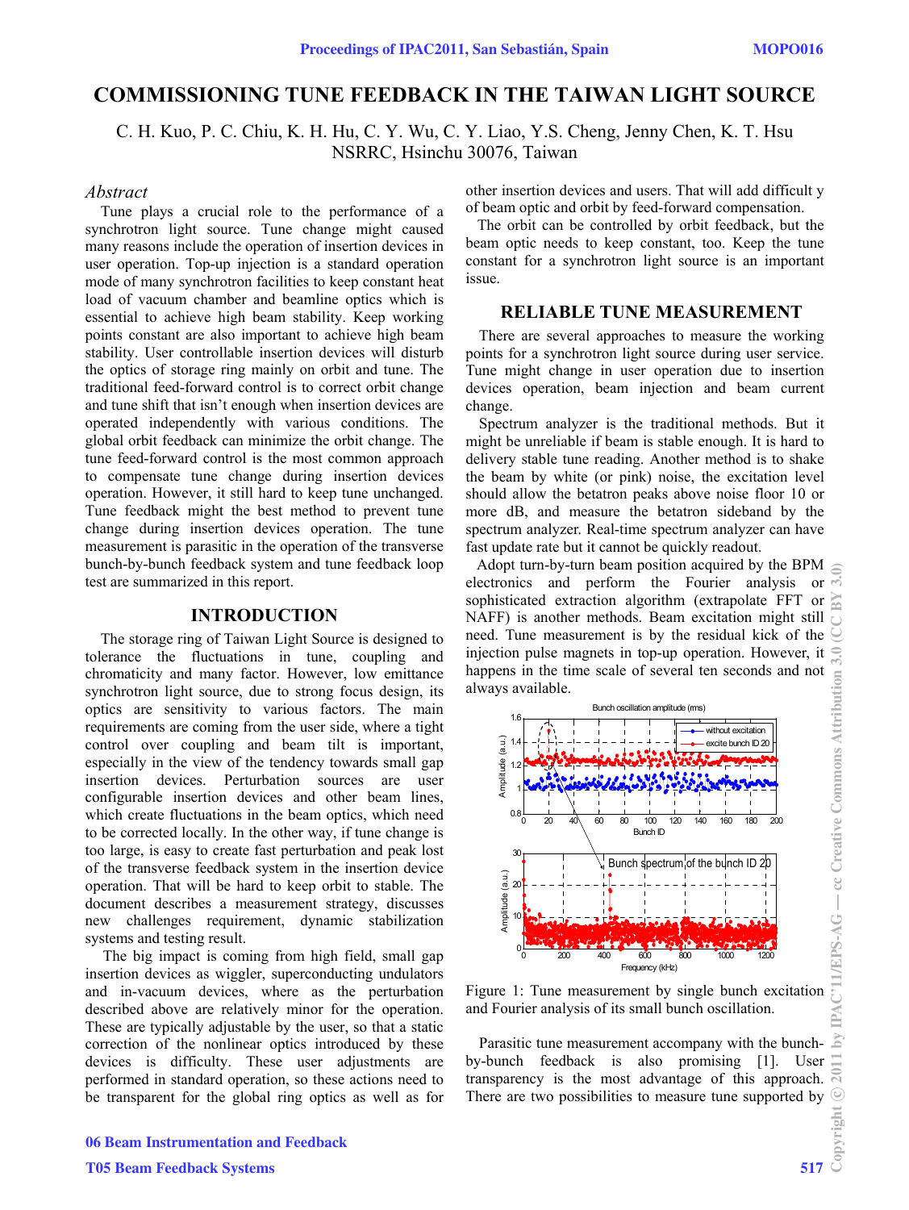# COMMISSIONING TUNE FEEDBACK IN THE TAIWAN LIGHT SOURCE

C. H. Kuo, P. C. Chiu, K. H. Hu, C. Y. Wu, C. Y. Liao, Y.S. Cheng, Jenny Chen, K. T. Hsu
NSRRC, Hsinchu 30076, Taiwan

## *Abstract*

Tune plays a crucial role to the performance of a synchrotron light source. Tune change might caused many reasons include the operation of insertion devices in user operation. Top-up injection is a standard operation mode of many synchrotron facilities to keep constant heat load of vacuum chamber and beamline optics which is essential to achieve high beam stability. Keep working points constant are also important to achieve high beam stability. User controllable insertion devices will disturb the optics of storage ring mainly on orbit and tune. The traditional feed-forward control is to correct orbit change and tune shift that isn't enough when insertion devices are operated independently with various conditions. The global orbit feedback can minimize the orbit change. The tune feed-forward control is the most common approach to compensate tune change during insertion devices operation. However, it still hard to keep tune unchanged. Tune feedback might the best method to prevent tune change during insertion devices operation. The tune measurement is parasitic in the operation of the transverse bunch-by-bunch feedback system and tune feedback loop test are summarized in this report.

## INTRODUCTION

The storage ring of Taiwan Light Source is designed to tolerance the fluctuations in tune, coupling and chromaticity and many factor. However, low emittance synchrotron light source, due to strong focus design, its optics are sensitivity to various factors. The main requirements are coming from the user side, where a tight control over coupling and beam tilt is important, especially in the view of the tendency towards small gap insertion devices. Perturbation sources are user configurable insertion devices and other beam lines, which create fluctuations in the beam optics, which need to be corrected locally. In the other way, if tune change is too large, is easy to create fast perturbation and peak lost of the transverse feedback system in the insertion device operation. That will be hard to keep orbit to stable. The document describes a measurement strategy, discusses new challenges requirement, dynamic stabilization systems and testing result.

The big impact is coming from high field, small gap insertion devices as wiggler, superconducting undulators and in-vacuum devices, where as the perturbation described above are relatively minor for the operation. These are typically adjustable by the user, so that a static correction of the nonlinear optics introduced by these devices is difficulty. These user adjustments are performed in standard operation, so these actions need to be transparent for the global ring optics as well as for other insertion devices and users. That will add difficult y of beam optic and orbit by feed-forward compensation.

The orbit can be controlled by orbit feedback, but the beam optic needs to keep constant, too. Keep the tune constant for a synchrotron light source is an important issue.

## RELIABLE TUNE MEASUREMENT

There are several approaches to measure the working points for a synchrotron light source during user service. Tune might change in user operation due to insertion devices operation, beam injection and beam current change.

Spectrum analyzer is the traditional methods. But it might be unreliable if beam is stable enough. It is hard to delivery stable tune reading. Another method is to shake the beam by white (or pink) noise, the excitation level should allow the betatron peaks above noise floor 10 or more dB, and measure the betatron sideband by the spectrum analyzer. Real-time spectrum analyzer can have fast update rate but it cannot be quickly readout.

Adopt turn-by-turn beam position acquired by the BPM electronics and perform the Fourier analysis or sophisticated extraction algorithm (extrapolate FFT or NAFF) is another methods. Beam excitation might still need. Tune measurement is by the residual kick of the injection pulse magnets in top-up operation. However, it happens in the time scale of several ten seconds and not always available.

Figure 1: Tune measurement by single bunch excitation and Fourier analysis of its small bunch oscillation.

Parasitic tune measurement accompany with the bunch-by-bunch feedback is also promising [1]. User transparency is the most advantage of this approach. There are two possibilities to measure tune supported by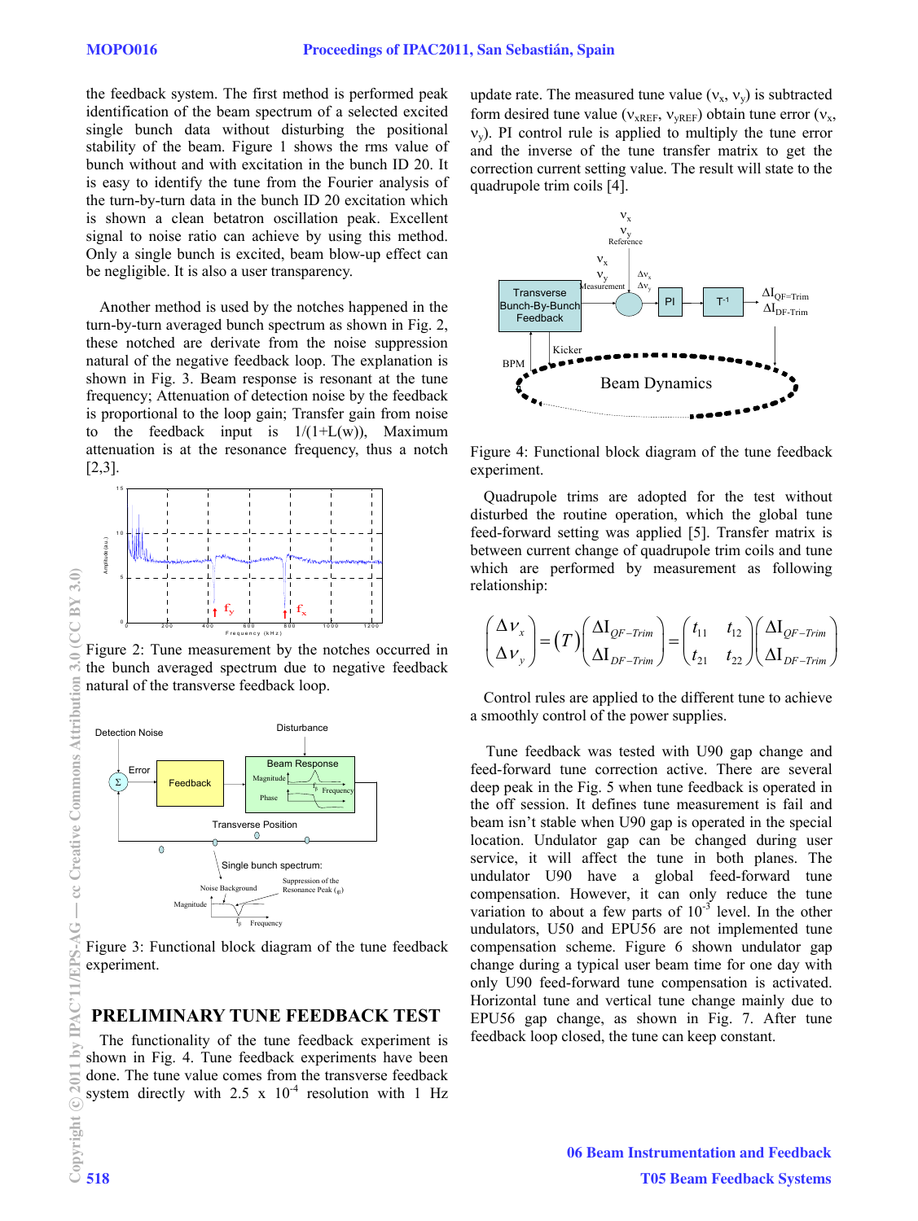the feedback system. The first method is performed peak identification of the beam spectrum of a selected excited single bunch data without disturbing the positional stability of the beam. Figure 1 shows the rms value of bunch without and with excitation in the bunch ID 20. It is easy to identify the tune from the Fourier analysis of the turn-by-turn data in the bunch ID 20 excitation which is shown a clean betatron oscillation peak. Excellent signal to noise ratio can achieve by using this method. Only a single bunch is excited, beam blow-up effect can be negligible. It is also a user transparency.

Another method is used by the notches happened in the turn-by-turn averaged bunch spectrum as shown in Fig. 2, these notched are derivate from the noise suppression natural of the negative feedback loop. The explanation is shown in Fig. 3. Beam response is resonant at the tune frequency; Attenuation of detection noise by the feedback is proportional to the loop gain; Transfer gain from noise to the feedback input is 1/(1+L(w)), Maximum attenuation is at the resonance frequency, thus a notch [2,3].

Figure 2: Tune measurement by the notches occurred in the bunch averaged spectrum due to negative feedback natural of the transverse feedback loop.

Figure 3: Functional block diagram of the tune feedback experiment.

## PRELIMINARY TUNE FEEDBACK TEST

The functionality of the tune feedback experiment is shown in Fig. 4. Tune feedback experiments have been done. The tune value comes from the transverse feedback system directly with 2.5 x $10^{-4}$ resolution with 1 Hz update rate. The measured tune value ($\nu_x$, $\nu_y$) is subtracted form desired tune value ($\nu_{xREF}$, $\nu_{yREF}$) obtain tune error ($\nu_x$, $\nu_y$). PI control rule is applied to multiply the tune error and the inverse of the tune transfer matrix to get the correction current setting value. The result will state to the quadrupole trim coils [4].

Figure 4: Functional block diagram of the tune feedback experiment.

Quadrupole trims are adopted for the test without disturbed the routine operation, which the global tune feed-forward setting was applied [5]. Transfer matrix is between current change of quadrupole trim coils and tune which are performed by measurement as following relationship:

$$\begin{pmatrix} \Delta\nu_x \\ \Delta\nu_y \end{pmatrix} = (T)\begin{pmatrix} \Delta I_{QF-Trim} \\ \Delta I_{DF-Trim} \end{pmatrix} = \begin{pmatrix} t_{11} & t_{12} \\ t_{21} & t_{22} \end{pmatrix}\begin{pmatrix} \Delta I_{QF-Trim} \\ \Delta I_{DF-Trim} \end{pmatrix}$$

Control rules are applied to the different tune to achieve a smoothly control of the power supplies.

Tune feedback was tested with U90 gap change and feed-forward tune correction active. There are several deep peak in the Fig. 5 when tune feedback is operated in the off location. It defines tune measurement is fail and beam isn't stable when U90 gap is operated in the special location. Undulator gap can be changed during user service, it will affect the tune in both planes. The undulator U90 have a global feed-forward tune compensation. However, it can only reduce the tune variation to about a few parts of $10^{-3}$ level. In the other undulators, U50 and EPU56 are not implemented tune compensation scheme. Figure 6 shown undulator gap change during a typical user beam time for one day with only U90 feed-forward tune compensation is activated. Horizontal tune and vertical tune change mainly due to EPU56 gap change, as shown in Fig. 7. After tune feedback loop closed, the tune can keep constant.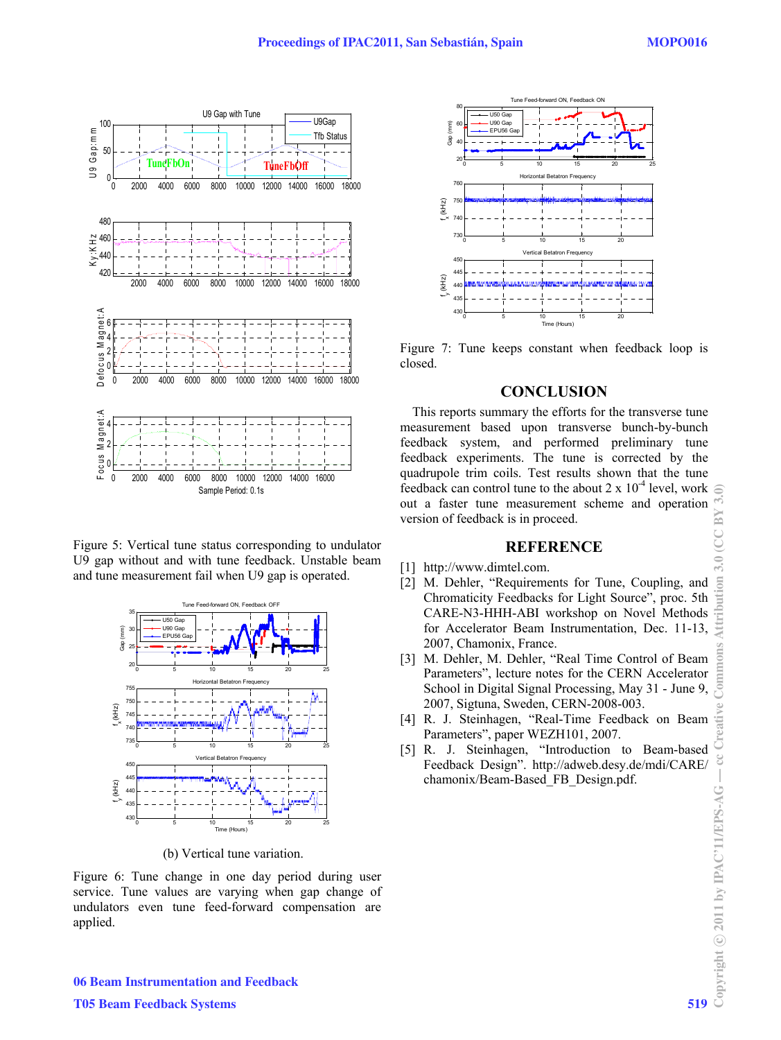U9 Gap with Tune

U9Gap

Tfb Status

TuneFbOn

TuneFbOff

U9 Gap:mm

Ky:KHz

Defocus Magnet:A

Focus Magnet:A

Sample Period: 0.1s

Figure 5: Vertical tune status corresponding to undulator U9 gap without and with tune feedback. Unstable beam and tune measurement fail when U9 gap is operated.

Tune Feed-forward ON, Feedback OFF

U50 Gap

U90 Gap

EPU56 Gap

Horizontal Betatron Frequency

Vertical Betatron Frequency

Time (Hours)

(b) Vertical tune variation.

Figure 6: Tune change in one day period during user service. Tune values are varying when gap change of undulators even tune feed-forward compensation are applied.

Tune Feed-forward ON, Feedback ON

U50 Gap

U90 Gap

EPU56 Gap

Horizontal Betatron Frequency

Vertical Betatron Frequency

Time (Hours)

Figure 7: Tune keeps constant when feedback loop is closed.

## CONCLUSION

This reports summary the efforts for the transverse tune measurement based upon transverse bunch-by-bunch feedback system, and performed preliminary tune feedback experiments. The tune is corrected by the quadrupole trim coils. Test results shown that the tune feedback can control tune to the about $2 \times 10^{-4}$ level, work out a faster tune measurement scheme and operation version of feedback is in proceed.

## REFERENCE

[1] http://www.dimtel.com.

[2] M. Dehler, "Requirements for Tune, Coupling, and Chromaticity Feedbacks for Light Source", proc. 5th CARE-N3-HHH-ABI workshop on Novel Methods for Accelerator Beam Instrumentation, Dec. 11-13, 2007, Chamonix, France.

[3] M. Dehler, M. Dehler, "Real Time Control of Beam Parameters", lecture notes for the CERN Accelerator School in Digital Signal Processing, May 31 - June 9, 2007, Sigtuna, Sweden, CERN-2008-003.

[4] R. J. Steinhagen, "Real-Time Feedback on Beam Parameters", paper WEZH101, 2007.

[5] R. J. Steinhagen, "Introduction to Beam-based Feedback Design". http://adweb.desy.de/mdi/CARE/chamonix/Beam-Based_FB_Design.pdf.